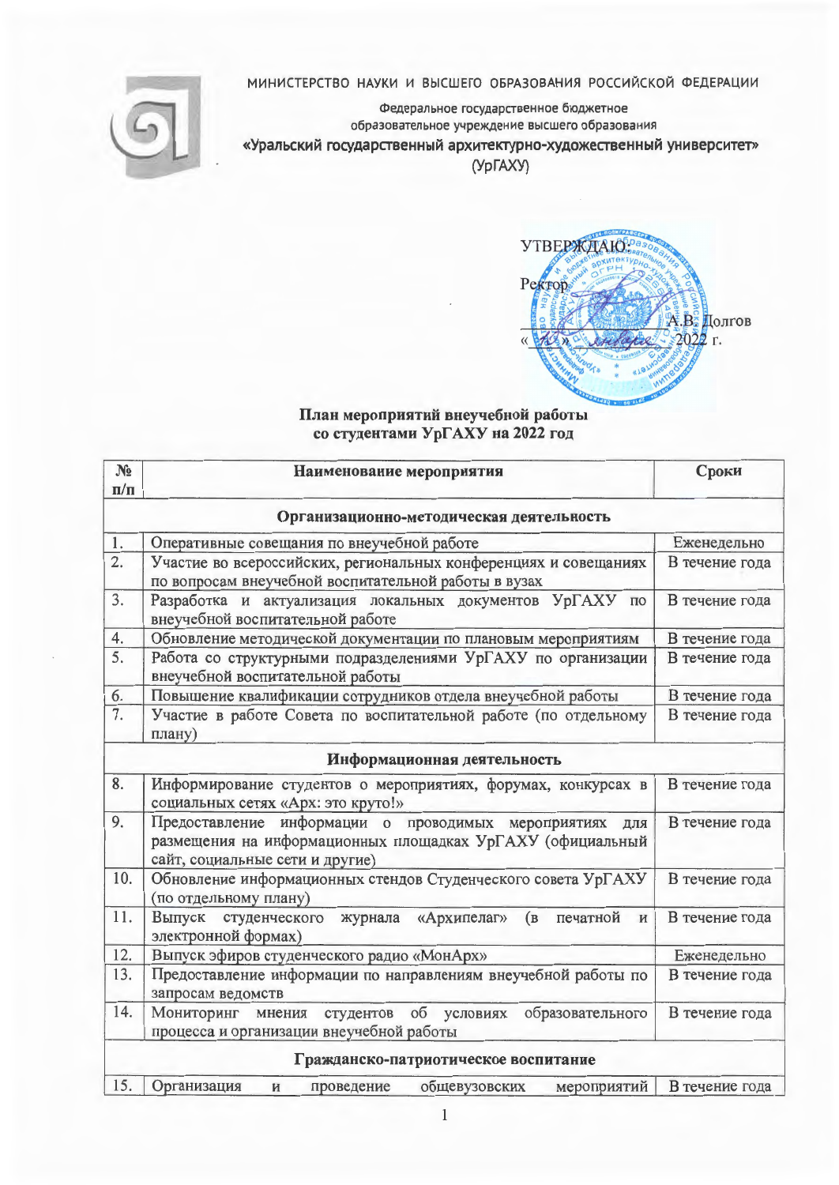МИНИСТЕРСТВО НАУКИ И ВЫСШЕГО ОБРАЗОВАНИЯ РОССИЙСКОЙ ФЕДЕРАЦИИ

Федеральное государственное бюджетное
образовательное учреждение высшего образования
«Уральский государственный архитектурно-художественный университет»
(УрГАХУ)

УТВЕРЖДАЮ:
Ректор
_______________ А.В. Долгов
«___» _______ 2022 г.

## План мероприятий внеучебной работы со студентами УрГАХУ на 2022 год

| № п/п | Наименование мероприятия | Сроки |
|---|---|---|
| | **Организационно-методическая деятельность** | |
| 1. | Оперативные совещания по внеучебной работе | Еженедельно |
| 2. | Участие во всероссийских, региональных конференциях и совещаниях по вопросам внеучебной воспитательной работы в вузах | В течение года |
| 3. | Разработка и актуализация локальных документов УрГАХУ по внеучебной воспитательной работе | В течение года |
| 4. | Обновление методической документации по плановым мероприятиям | В течение года |
| 5. | Работа со структурными подразделениями УрГАХУ по организации внеучебной воспитательной работы | В течение года |
| 6. | Повышение квалификации сотрудников отдела внеучебной работы | В течение года |
| 7. | Участие в работе Совета по воспитательной работе (по отдельному плану) | В течение года |
| | **Информационная деятельность** | |
| 8. | Информирование студентов о мероприятиях, форумах, конкурсах в социальных сетях «Арх: это круто!» | В течение года |
| 9. | Предоставление информации о проводимых мероприятиях для размещения на информационных площадках УрГАХУ (официальный сайт, социальные сети и другие) | В течение года |
| 10. | Обновление информационных стендов Студенческого совета УрГАХУ (по отдельному плану) | В течение года |
| 11. | Выпуск студенческого журнала «Архипелаг» (в печатной и электронной формах) | В течение года |
| 12. | Выпуск эфиров студенческого радио «МонАрх» | Еженедельно |
| 13. | Предоставление информации по направлениям внеучебной работы по запросам ведомств | В течение года |
| 14. | Мониторинг мнения студентов об условиях образовательного процесса и организации внеучебной работы | В течение года |
| | **Гражданско-патриотическое воспитание** | |
| 15. | Организация и проведение общевузовских мероприятий | В течение года |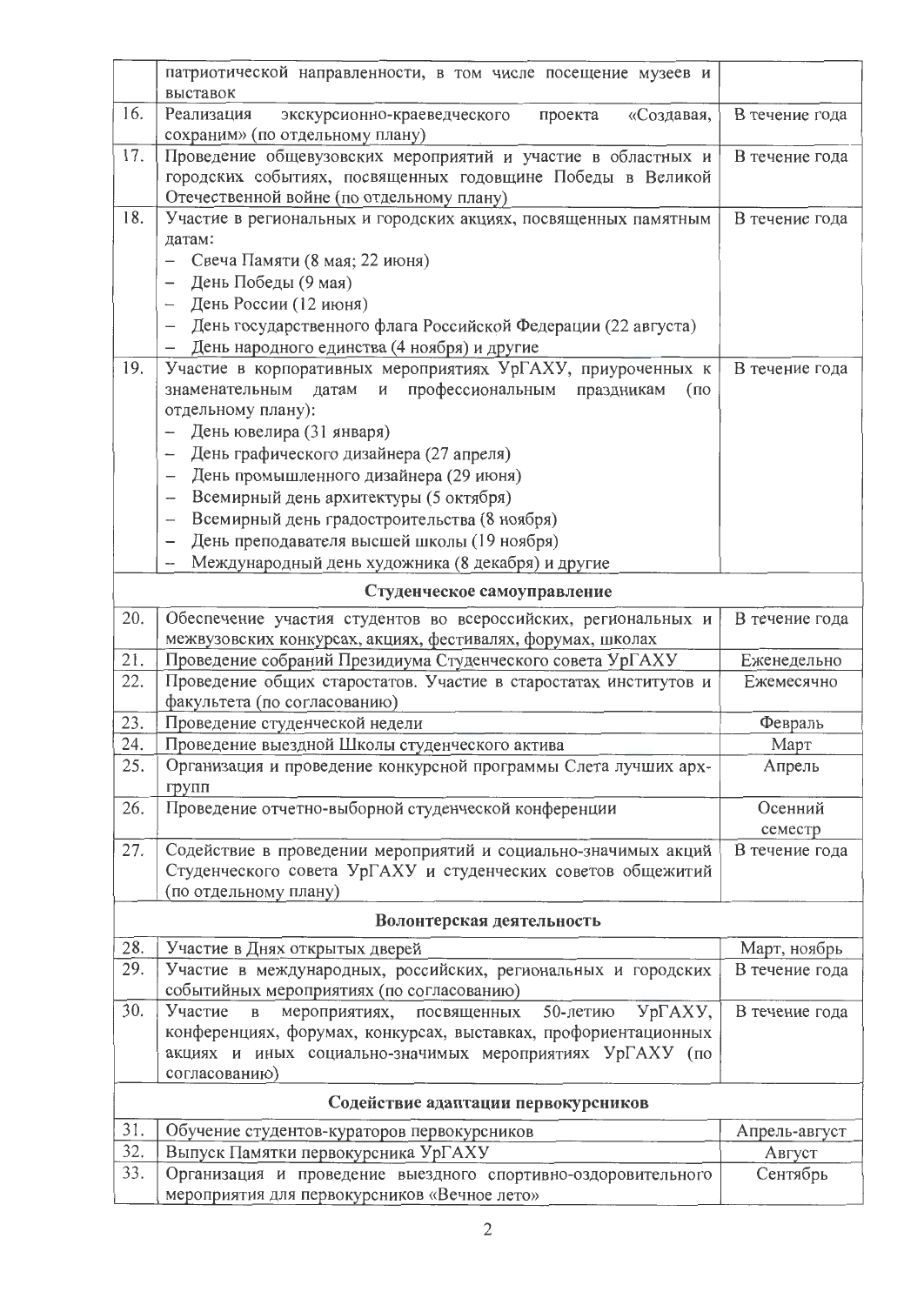| | | |
|---|---|---|
| | патриотической направленности, в том числе посещение музеев и выставок | |
| 16. | Реализация экскурсионно-краеведческого проекта «Создавая, сохраним» (по отдельному плану) | В течение года |
| 17. | Проведение общевузовских мероприятий и участие в областных и городских событиях, посвященных годовщине Победы в Великой Отечественной войне (по отдельному плану) | В течение года |
| 18. | Участие в региональных и городских акциях, посвященных памятным датам:<br>– Свеча Памяти (8 мая; 22 июня)<br>– День Победы (9 мая)<br>– День России (12 июня)<br>– День государственного флага Российской Федерации (22 августа)<br>– День народного единства (4 ноября) и другие | В течение года |
| 19. | Участие в корпоративных мероприятиях УрГАХУ, приуроченных к знаменательным датам и профессиональным праздникам (по отдельному плану):<br>– День ювелира (31 января)<br>– День графического дизайнера (27 апреля)<br>– День промышленного дизайнера (29 июня)<br>– Всемирный день архитектуры (5 октября)<br>– Всемирный день градостроительства (8 ноября)<br>– День преподавателя высшей школы (19 ноября)<br>– Международный день художника (8 декабря) и другие | В течение года |
| | **Студенческое самоуправление** | |
| 20. | Обеспечение участия студентов во всероссийских, региональных и межвузовских конкурсах, акциях, фестивалях, форумах, школах | В течение года |
| 21. | Проведение собраний Президиума Студенческого совета УрГАХУ | Еженедельно |
| 22. | Проведение общих старостатов. Участие в старостатах институтов и факультета (по согласованию) | Ежемесячно |
| 23. | Проведение студенческой недели | Февраль |
| 24. | Проведение выездной Школы студенческого актива | Март |
| 25. | Организация и проведение конкурсной программы Слета лучших арх-групп | Апрель |
| 26. | Проведение отчетно-выборной студенческой конференции | Осенний семестр |
| 27. | Содействие в проведении мероприятий и социально-значимых акций Студенческого совета УрГАХУ и студенческих советов общежитий (по отдельному плану) | В течение года |
| | **Волонтерская деятельность** | |
| 28. | Участие в Днях открытых дверей | Март, ноябрь |
| 29. | Участие в международных, российских, региональных и городских событийных мероприятиях (по согласованию) | В течение года |
| 30. | Участие в мероприятиях, посвященных 50-летию УрГАХУ, конференциях, форумах, конкурсах, выставках, профориентационных акциях и иных социально-значимых мероприятиях УрГАХУ (по согласованию) | В течение года |
| | **Содействие адаптации первокурсников** | |
| 31. | Обучение студентов-кураторов первокурсников | Апрель-август |
| 32. | Выпуск Памятки первокурсника УрГАХУ | Август |
| 33. | Организация и проведение выездного спортивно-оздоровительного мероприятия для первокурсников «Вечное лето» | Сентябрь |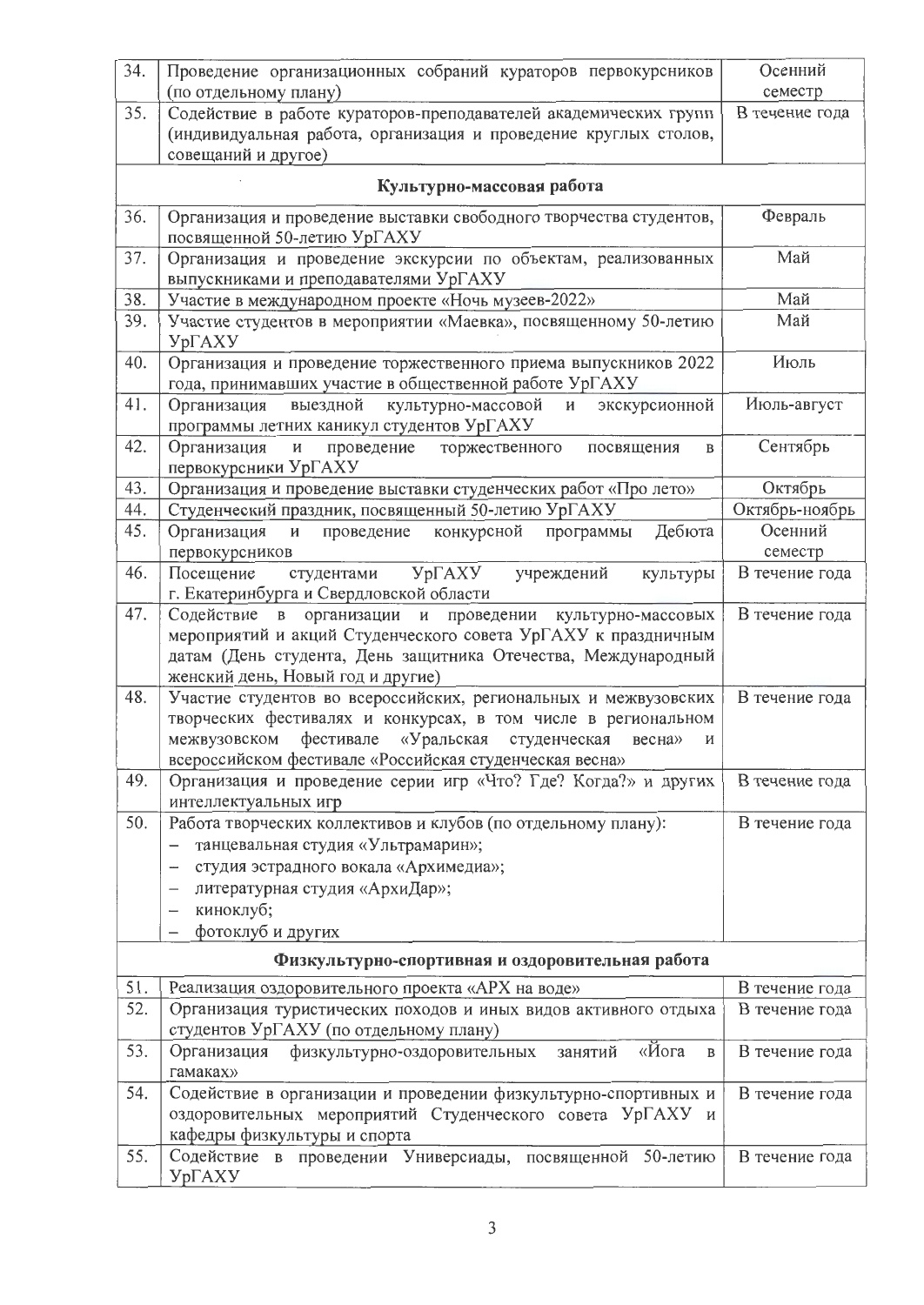| | | |
|---|---|---|
| 34. | Проведение организационных собраний кураторов первокурсников (по отдельному плану) | Осенний семестр |
| 35. | Содействие в работе кураторов-преподавателей академических групп (индивидуальная работа, организация и проведение круглых столов, совещаний и другое) | В течение года |
| | **Культурно-массовая работа** | |
| 36. | Организация и проведение выставки свободного творчества студентов, посвященной 50-летию УрГАХУ | Февраль |
| 37. | Организация и проведение экскурсии по объектам, реализованных выпускниками и преподавателями УрГАХУ | Май |
| 38. | Участие в международном проекте «Ночь музеев-2022» | Май |
| 39. | Участие студентов в мероприятии «Маевка», посвященному 50-летию УрГАХУ | Май |
| 40. | Организация и проведение торжественного приема выпускников 2022 года, принимавших участие в общественной работе УрГАХУ | Июль |
| 41. | Организация выездной культурно-массовой и экскурсионной программы летних каникул студентов УрГАХУ | Июль-август |
| 42. | Организация и проведение торжественного посвящения в первокурсники УрГАХУ | Сентябрь |
| 43. | Организация и проведение выставки студенческих работ «Про лето» | Октябрь |
| 44. | Студенческий праздник, посвященный 50-летию УрГАХУ | Октябрь-ноябрь |
| 45. | Организация и проведение конкурсной программы Дебюта первокурсников | Осенний семестр |
| 46. | Посещение студентами УрГАХУ учреждений культуры г. Екатеринбурга и Свердловской области | В течение года |
| 47. | Содействие в организации и проведении культурно-массовых мероприятий и акций Студенческого совета УрГАХУ к праздничным датам (День студента, День защитника Отечества, Международный женский день, Новый год и другие) | В течение года |
| 48. | Участие студентов во всероссийских, региональных и межвузовских творческих фестивалях и конкурсах, в том числе в региональном межвузовском фестивале «Уральская студенческая весна» и всероссийском фестивале «Российская студенческая весна» | В течение года |
| 49. | Организация и проведение серии игр «Что? Где? Когда?» и других интеллектуальных игр | В течение года |
| 50. | Работа творческих коллективов и клубов (по отдельному плану):<br>– танцевальная студия «Ультрамарин»;<br>– студия эстрадного вокала «Архимедиа»;<br>– литературная студия «АрхиДар»;<br>– киноклуб;<br>– фотоклуб и других | В течение года |
| | **Физкультурно-спортивная и оздоровительная работа** | |
| 51. | Реализация оздоровительного проекта «АРХ на воде» | В течение года |
| 52. | Организация туристических походов и иных видов активного отдыха студентов УрГАХУ (по отдельному плану) | В течение года |
| 53. | Организация физкультурно-оздоровительных занятий «Йога в гамаках» | В течение года |
| 54. | Содействие в организации и проведении физкультурно-спортивных и оздоровительных мероприятий Студенческого совета УрГАХУ и кафедры физкультуры и спорта | В течение года |
| 55. | Содействие в проведении Универсиады, посвященной 50-летию УрГАХУ | В течение года |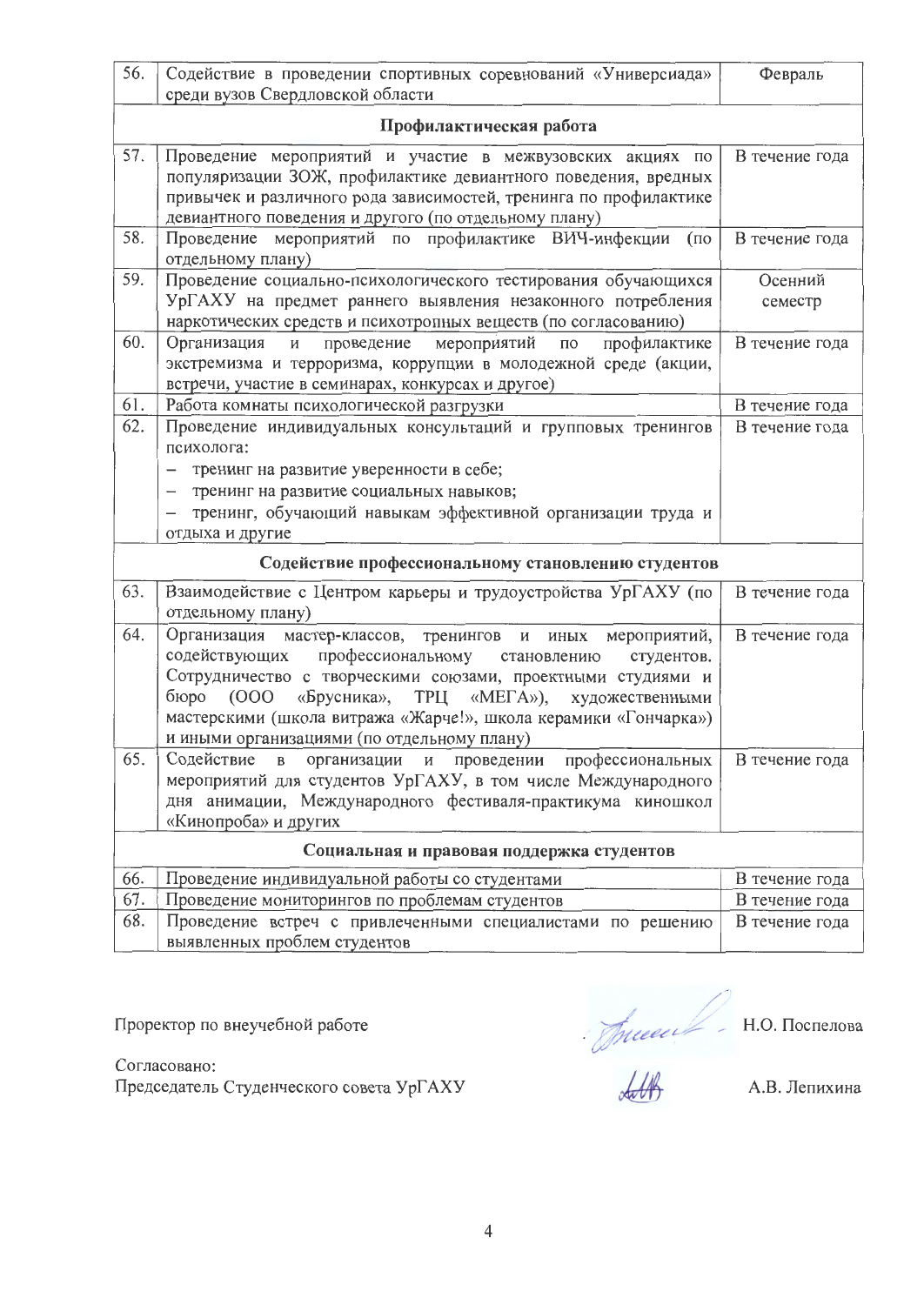| | | |
|---|---|---|
| 56. | Содействие в проведении спортивных соревнований «Универсиада» среди вузов Свердловской области | Февраль |
| | **Профилактическая работа** | |
| 57. | Проведение мероприятий и участие в межвузовских акциях по популяризации ЗОЖ, профилактике девиантного поведения, вредных привычек и различного рода зависимостей, тренинга по профилактике девиантного поведения и другого (по отдельному плану) | В течение года |
| 58. | Проведение мероприятий по профилактике ВИЧ-инфекции (по отдельному плану) | В течение года |
| 59. | Проведение социально-психологического тестирования обучающихся УрГАХУ на предмет раннего выявления незаконного потребления наркотических средств и психотропных веществ (по согласованию) | Осенний семестр |
| 60. | Организация и проведение мероприятий по профилактике экстремизма и терроризма, коррупции в молодежной среде (акции, встречи, участие в семинарах, конкурсах и другое) | В течение года |
| 61. | Работа комнаты психологической разгрузки | В течение года |
| 62. | Проведение индивидуальных консультаций и групповых тренингов психолога:<br>– тренинг на развитие уверенности в себе;<br>– тренинг на развитие социальных навыков;<br>– тренинг, обучающий навыкам эффективной организации труда и отдыха и другие | В течение года |
| | **Содействие профессиональному становлению студентов** | |
| 63. | Взаимодействие с Центром карьеры и трудоустройства УрГАХУ (по отдельному плану) | В течение года |
| 64. | Организация мастер-классов, тренингов и иных мероприятий, содействующих профессиональному становлению студентов. Сотрудничество с творческими союзами, проектными студиями и бюро (ООО «Брусника», ТРЦ «МЕГА»), художественными мастерскими (школа витража «Жарче!», школа керамики «Гончарка») и иными организациями (по отдельному плану) | В течение года |
| 65. | Содействие в организации и проведении профессиональных мероприятий для студентов УрГАХУ, в том числе Международного дня анимации, Международного фестиваля-практикума киношкол «Кинопроба» и других | В течение года |
| | **Социальная и правовая поддержка студентов** | |
| 66. | Проведение индивидуальной работы со студентами | В течение года |
| 67. | Проведение мониторингов по проблемам студентов | В течение года |
| 68. | Проведение встреч с привлеченными специалистами по решению выявленных проблем студентов | В течение года |

Проректор по внеучебной работе — Н.О. Поспелова

Согласовано:
Председатель Студенческого совета УрГАХУ — А.В. Лепихина